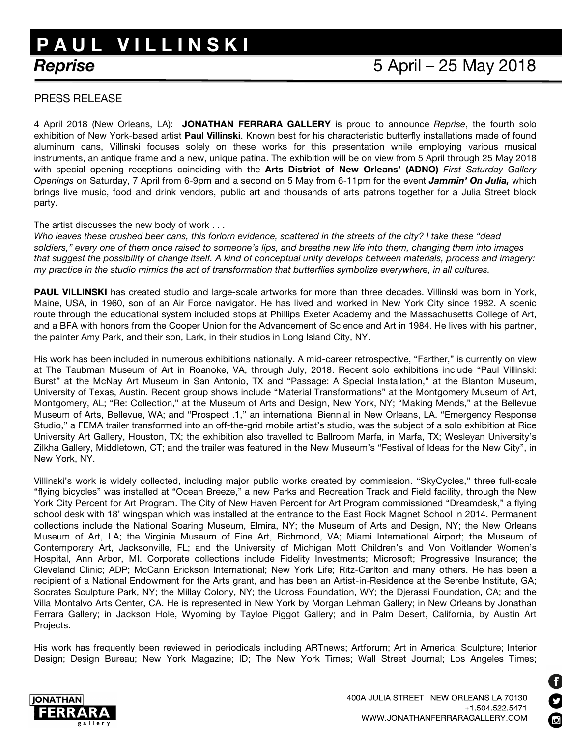# PAUL VILLINSKI

## *Reprise* 5 April – 25 May 2018

PRESS RELEASE

4 April 2018 (New Orleans, LA): **JONATHAN FERRARA GALLERY** is proud to announce *Reprise*, the fourth solo exhibition of New York-based artist **Paul Villinski**. Known best for his characteristic butterfly installations made of found aluminum cans, Villinski focuses solely on these works for this presentation while employing various musical instruments, an antique frame and a new, unique patina. The exhibition will be on view from 5 April through 25 May 2018 with special opening receptions coinciding with the **Arts District of New Orleans' (ADNO)** *First Saturday Gallery Openings* on Saturday, 7 April from 6-9pm and a second on 5 May from 6-11pm for the event ***Jammin' On Julia,*** which brings live music, food and drink vendors, public art and thousands of arts patrons together for a Julia Street block party.

The artist discusses the new body of work . . .
*Who leaves these crushed beer cans, this forlorn evidence, scattered in the streets of the city? I take these "dead soldiers," every one of them once raised to someone's lips, and breathe new life into them, changing them into images that suggest the possibility of change itself. A kind of conceptual unity develops between materials, process and imagery: my practice in the studio mimics the act of transformation that butterflies symbolize everywhere, in all cultures.*

**PAUL VILLINSKI** has created studio and large-scale artworks for more than three decades. Villinski was born in York, Maine, USA, in 1960, son of an Air Force navigator. He has lived and worked in New York City since 1982. A scenic route through the educational system included stops at Phillips Exeter Academy and the Massachusetts College of Art, and a BFA with honors from the Cooper Union for the Advancement of Science and Art in 1984. He lives with his partner, the painter Amy Park, and their son, Lark, in their studios in Long Island City, NY.

His work has been included in numerous exhibitions nationally. A mid-career retrospective, "Farther," is currently on view at The Taubman Museum of Art in Roanoke, VA, through July, 2018. Recent solo exhibitions include "Paul Villinski: Burst" at the McNay Art Museum in San Antonio, TX and "Passage: A Special Installation," at the Blanton Museum, University of Texas, Austin. Recent group shows include "Material Transformations" at the Montgomery Museum of Art, Montgomery, AL; "Re: Collection," at the Museum of Arts and Design, New York, NY; "Making Mends," at the Bellevue Museum of Arts, Bellevue, WA; and "Prospect .1," an international Biennial in New Orleans, LA. "Emergency Response Studio," a FEMA trailer transformed into an off-the-grid mobile artist's studio, was the subject of a solo exhibition at Rice University Art Gallery, Houston, TX; the exhibition also travelled to Ballroom Marfa, in Marfa, TX; Wesleyan University's Zilkha Gallery, Middletown, CT; and the trailer was featured in the New Museum's "Festival of Ideas for the New City", in New York, NY.

Villinski's work is widely collected, including major public works created by commission. "SkyCycles," three full-scale "flying bicycles" was installed at "Ocean Breeze," a new Parks and Recreation Track and Field facility, through the New York City Percent for Art Program. The City of New Haven Percent for Art Program commissioned "Dreamdesk," a flying school desk with 18' wingspan which was installed at the entrance to the East Rock Magnet School in 2014. Permanent collections include the National Soaring Museum, Elmira, NY; the Museum of Arts and Design, NY; the New Orleans Museum of Art, LA; the Virginia Museum of Fine Art, Richmond, VA; Miami International Airport; the Museum of Contemporary Art, Jacksonville, FL; and the University of Michigan Mott Children's and Von Voitlander Women's Hospital, Ann Arbor, MI. Corporate collections include Fidelity Investments; Microsoft; Progressive Insurance; the Cleveland Clinic; ADP; McCann Erickson International; New York Life; Ritz-Carlton and many others. He has been a recipient of a National Endowment for the Arts grant, and has been an Artist-in-Residence at the Serenbe Institute, GA; Socrates Sculpture Park, NY; the Millay Colony, NY; the Ucross Foundation, WY; the Djerassi Foundation, CA; and the Villa Montalvo Arts Center, CA. He is represented in New York by Morgan Lehman Gallery; in New Orleans by Jonathan Ferrara Gallery; in Jackson Hole, Wyoming by Tayloe Piggot Gallery; and in Palm Desert, California, by Austin Art Projects.

His work has frequently been reviewed in periodicals including ARTnews; Artforum; Art in America; Sculpture; Interior Design; Design Bureau; New York Magazine; ID; The New York Times; Wall Street Journal; Los Angeles Times;

JONATHAN FERRARA gallery

400A JULIA STREET | NEW ORLEANS LA 70130
+1.504.522.5471
WWW.JONATHANFERRARAGALLERY.COM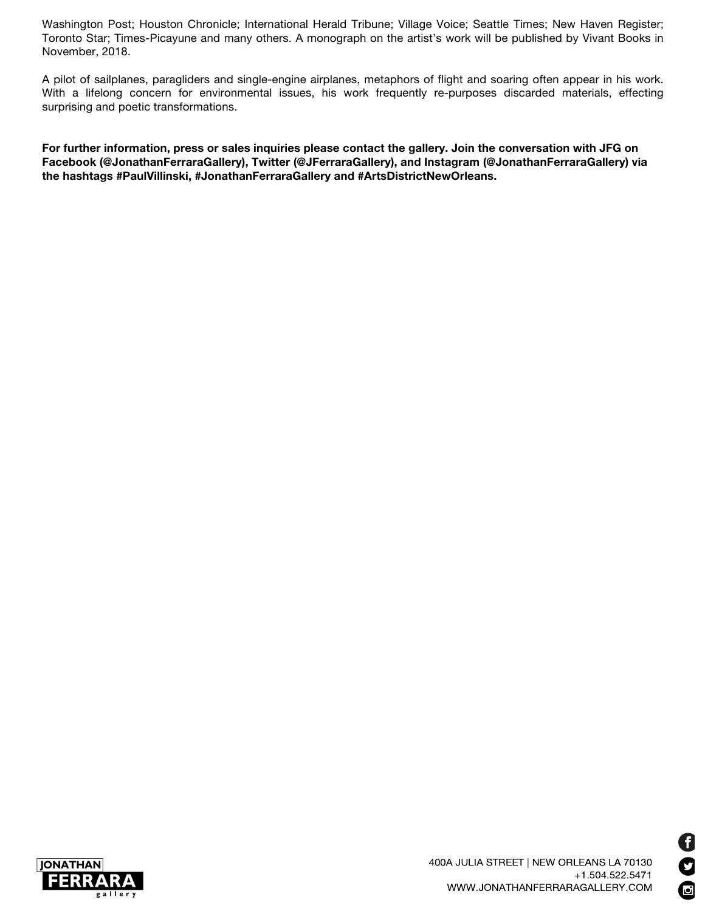Washington Post; Houston Chronicle; International Herald Tribune; Village Voice; Seattle Times; New Haven Register; Toronto Star; Times-Picayune and many others. A monograph on the artist's work will be published by Vivant Books in November, 2018.

A pilot of sailplanes, paragliders and single-engine airplanes, metaphors of flight and soaring often appear in his work. With a lifelong concern for environmental issues, his work frequently re-purposes discarded materials, effecting surprising and poetic transformations.

**For further information, press or sales inquiries please contact the gallery. Join the conversation with JFG on Facebook (@JonathanFerraraGallery), Twitter (@JFerraraGallery), and Instagram (@JonathanFerraraGallery) via the hashtags #PaulVillinski, #JonathanFerraraGallery and #ArtsDistrictNewOrleans.**

JONATHAN FERRARA gallery

400A JULIA STREET | NEW ORLEANS LA 70130
+1.504.522.5471
WWW.JONATHANFERRARAGALLERY.COM